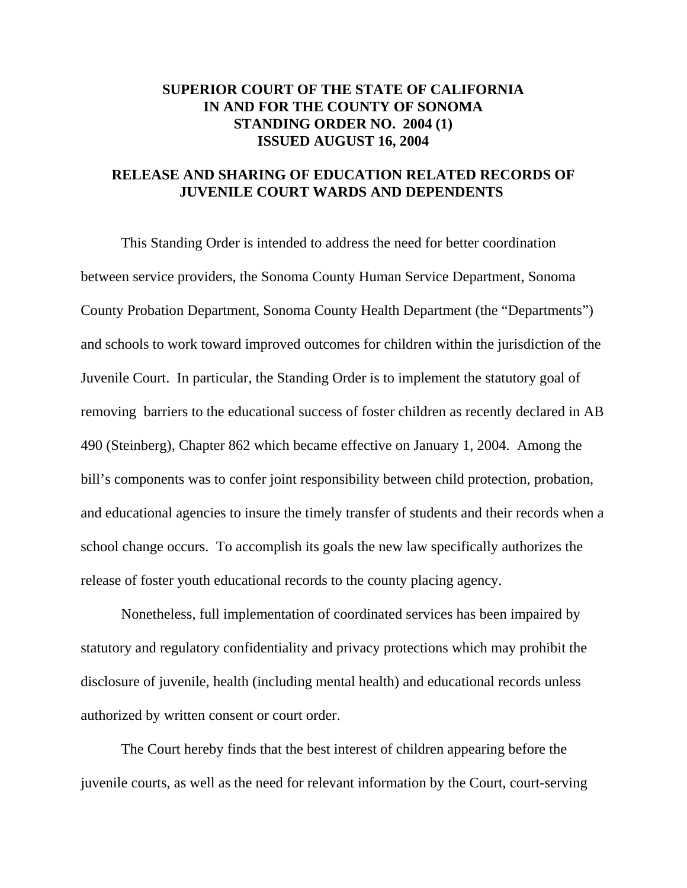# SUPERIOR COURT OF THE STATE OF CALIFORNIA IN AND FOR THE COUNTY OF SONOMA STANDING ORDER NO. 2004 (1) ISSUED AUGUST 16, 2004

## RELEASE AND SHARING OF EDUCATION RELATED RECORDS OF JUVENILE COURT WARDS AND DEPENDENTS

This Standing Order is intended to address the need for better coordination between service providers, the Sonoma County Human Service Department, Sonoma County Probation Department, Sonoma County Health Department (the "Departments") and schools to work toward improved outcomes for children within the jurisdiction of the Juvenile Court. In particular, the Standing Order is to implement the statutory goal of removing barriers to the educational success of foster children as recently declared in AB 490 (Steinberg), Chapter 862 which became effective on January 1, 2004. Among the bill's components was to confer joint responsibility between child protection, probation, and educational agencies to insure the timely transfer of students and their records when a school change occurs. To accomplish its goals the new law specifically authorizes the release of foster youth educational records to the county placing agency.

Nonetheless, full implementation of coordinated services has been impaired by statutory and regulatory confidentiality and privacy protections which may prohibit the disclosure of juvenile, health (including mental health) and educational records unless authorized by written consent or court order.

The Court hereby finds that the best interest of children appearing before the juvenile courts, as well as the need for relevant information by the Court, court-serving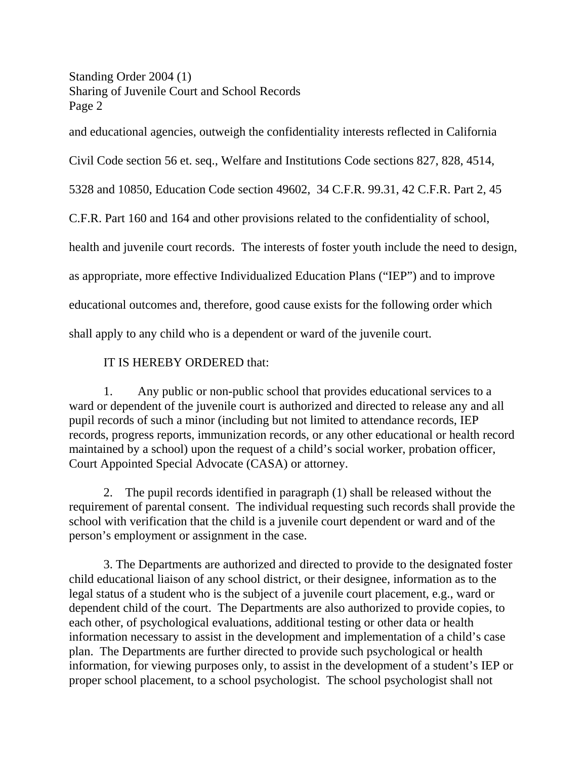and educational agencies, outweigh the confidentiality interests reflected in California Civil Code section 56 et. seq., Welfare and Institutions Code sections 827, 828, 4514, 5328 and 10850, Education Code section 49602, 34 C.F.R. 99.31, 42 C.F.R. Part 2, 45 C.F.R. Part 160 and 164 and other provisions related to the confidentiality of school, health and juvenile court records. The interests of foster youth include the need to design, as appropriate, more effective Individualized Education Plans ("IEP") and to improve educational outcomes and, therefore, good cause exists for the following order which shall apply to any child who is a dependent or ward of the juvenile court.

IT IS HEREBY ORDERED that:

1. Any public or non-public school that provides educational services to a ward or dependent of the juvenile court is authorized and directed to release any and all pupil records of such a minor (including but not limited to attendance records, IEP records, progress reports, immunization records, or any other educational or health record maintained by a school) upon the request of a child's social worker, probation officer, Court Appointed Special Advocate (CASA) or attorney.

2. The pupil records identified in paragraph (1) shall be released without the requirement of parental consent. The individual requesting such records shall provide the school with verification that the child is a juvenile court dependent or ward and of the person's employment or assignment in the case.

3. The Departments are authorized and directed to provide to the designated foster child educational liaison of any school district, or their designee, information as to the legal status of a student who is the subject of a juvenile court placement, e.g., ward or dependent child of the court. The Departments are also authorized to provide copies, to each other, of psychological evaluations, additional testing or other data or health information necessary to assist in the development and implementation of a child's case plan. The Departments are further directed to provide such psychological or health information, for viewing purposes only, to assist in the development of a student's IEP or proper school placement, to a school psychologist. The school psychologist shall not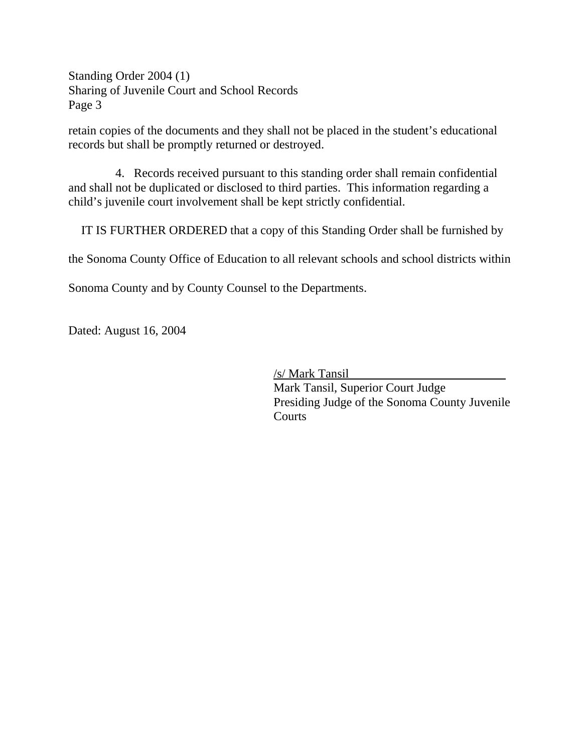retain copies of the documents and they shall not be placed in the student's educational records but shall be promptly returned or destroyed.

4. Records received pursuant to this standing order shall remain confidential and shall not be duplicated or disclosed to third parties. This information regarding a child's juvenile court involvement shall be kept strictly confidential.

IT IS FURTHER ORDERED that a copy of this Standing Order shall be furnished by the Sonoma County Office of Education to all relevant schools and school districts within Sonoma County and by County Counsel to the Departments.

Dated: August 16, 2004

/s/ Mark Tansil

Mark Tansil, Superior Court Judge
Presiding Judge of the Sonoma County Juvenile Courts